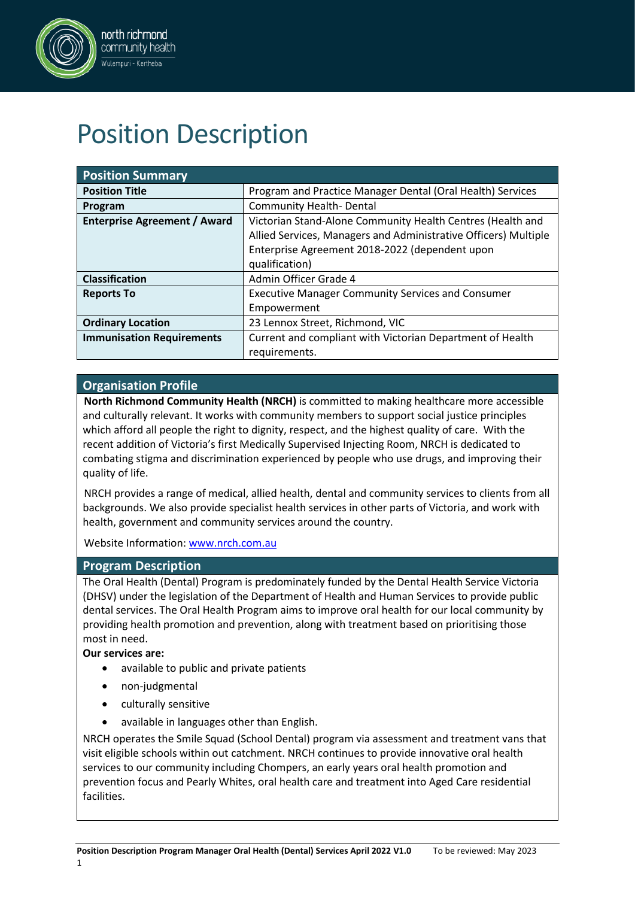# Position Description

| Position Summary | |
|---|---|
| **Position Title** | Program and Practice Manager Dental (Oral Health) Services |
| **Program** | Community Health- Dental |
| **Enterprise Agreement / Award** | Victorian Stand-Alone Community Health Centres (Health and Allied Services, Managers and Administrative Officers) Multiple Enterprise Agreement 2018-2022 (dependent upon qualification) |
| **Classification** | Admin Officer Grade 4 |
| **Reports To** | Executive Manager Community Services and Consumer Empowerment |
| **Ordinary Location** | 23 Lennox Street, Richmond, VIC |
| **Immunisation Requirements** | Current and compliant with Victorian Department of Health requirements. |

## Organisation Profile

**North Richmond Community Health (NRCH)** is committed to making healthcare more accessible and culturally relevant. It works with community members to support social justice principles which afford all people the right to dignity, respect, and the highest quality of care. With the recent addition of Victoria's first Medically Supervised Injecting Room, NRCH is dedicated to combating stigma and discrimination experienced by people who use drugs, and improving their quality of life.

NRCH provides a range of medical, allied health, dental and community services to clients from all backgrounds. We also provide specialist health services in other parts of Victoria, and work with health, government and community services around the country.

Website Information: www.nrch.com.au

## Program Description

The Oral Health (Dental) Program is predominately funded by the Dental Health Service Victoria (DHSV) under the legislation of the Department of Health and Human Services to provide public dental services. The Oral Health Program aims to improve oral health for our local community by providing health promotion and prevention, along with treatment based on prioritising those most in need.

**Our services are:**

- available to public and private patients
- non-judgmental
- culturally sensitive
- available in languages other than English.

NRCH operates the Smile Squad (School Dental) program via assessment and treatment vans that visit eligible schools within out catchment. NRCH continues to provide innovative oral health services to our community including Chompers, an early years oral health promotion and prevention focus and Pearly Whites, oral health care and treatment into Aged Care residential facilities.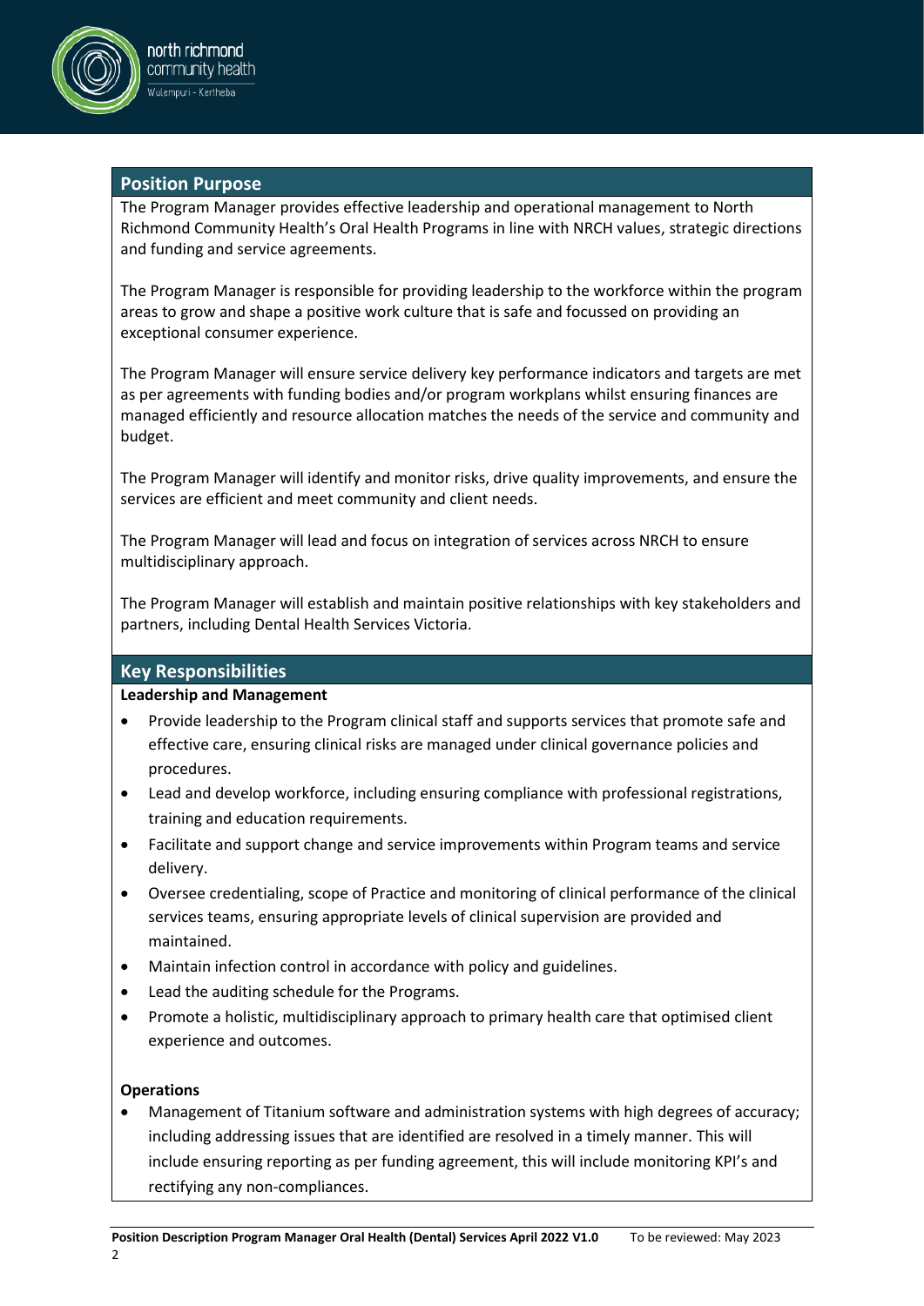## Position Purpose

The Program Manager provides effective leadership and operational management to North Richmond Community Health's Oral Health Programs in line with NRCH values, strategic directions and funding and service agreements.

The Program Manager is responsible for providing leadership to the workforce within the program areas to grow and shape a positive work culture that is safe and focussed on providing an exceptional consumer experience.

The Program Manager will ensure service delivery key performance indicators and targets are met as per agreements with funding bodies and/or program workplans whilst ensuring finances are managed efficiently and resource allocation matches the needs of the service and community and budget.

The Program Manager will identify and monitor risks, drive quality improvements, and ensure the services are efficient and meet community and client needs.

The Program Manager will lead and focus on integration of services across NRCH to ensure multidisciplinary approach.

The Program Manager will establish and maintain positive relationships with key stakeholders and partners, including Dental Health Services Victoria.

## Key Responsibilities

**Leadership and Management**

- Provide leadership to the Program clinical staff and supports services that promote safe and effective care, ensuring clinical risks are managed under clinical governance policies and procedures.
- Lead and develop workforce, including ensuring compliance with professional registrations, training and education requirements.
- Facilitate and support change and service improvements within Program teams and service delivery.
- Oversee credentialing, scope of Practice and monitoring of clinical performance of the clinical services teams, ensuring appropriate levels of clinical supervision are provided and maintained.
- Maintain infection control in accordance with policy and guidelines.
- Lead the auditing schedule for the Programs.
- Promote a holistic, multidisciplinary approach to primary health care that optimised client experience and outcomes.

**Operations**

- Management of Titanium software and administration systems with high degrees of accuracy; including addressing issues that are identified are resolved in a timely manner. This will include ensuring reporting as per funding agreement, this will include monitoring KPI's and rectifying any non-compliances.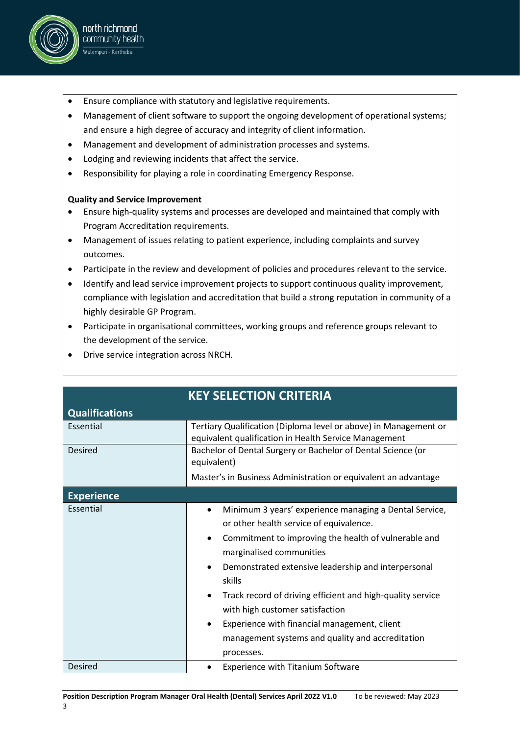- Ensure compliance with statutory and legislative requirements.
- Management of client software to support the ongoing development of operational systems; and ensure a high degree of accuracy and integrity of client information.
- Management and development of administration processes and systems.
- Lodging and reviewing incidents that affect the service.
- Responsibility for playing a role in coordinating Emergency Response.

**Quality and Service Improvement**

- Ensure high-quality systems and processes are developed and maintained that comply with Program Accreditation requirements.
- Management of issues relating to patient experience, including complaints and survey outcomes.
- Participate in the review and development of policies and procedures relevant to the service.
- Identify and lead service improvement projects to support continuous quality improvement, compliance with legislation and accreditation that build a strong reputation in community of a highly desirable GP Program.
- Participate in organisational committees, working groups and reference groups relevant to the development of the service.
- Drive service integration across NRCH.

## KEY SELECTION CRITERIA

### Qualifications

| | |
|---|---|
| Essential | Tertiary Qualification (Diploma level or above) in Management or equivalent qualification in Health Service Management |
| Desired | Bachelor of Dental Surgery or Bachelor of Dental Science (or equivalent)<br><br>Master's in Business Administration or equivalent an advantage |

### Experience

| | |
|---|---|
| Essential | • Minimum 3 years' experience managing a Dental Service, or other health service of equivalence.<br>• Commitment to improving the health of vulnerable and marginalised communities<br>• Demonstrated extensive leadership and interpersonal skills<br>• Track record of driving efficient and high-quality service with high customer satisfaction<br>• Experience with financial management, client management systems and quality and accreditation processes. |
| Desired | • Experience with Titanium Software |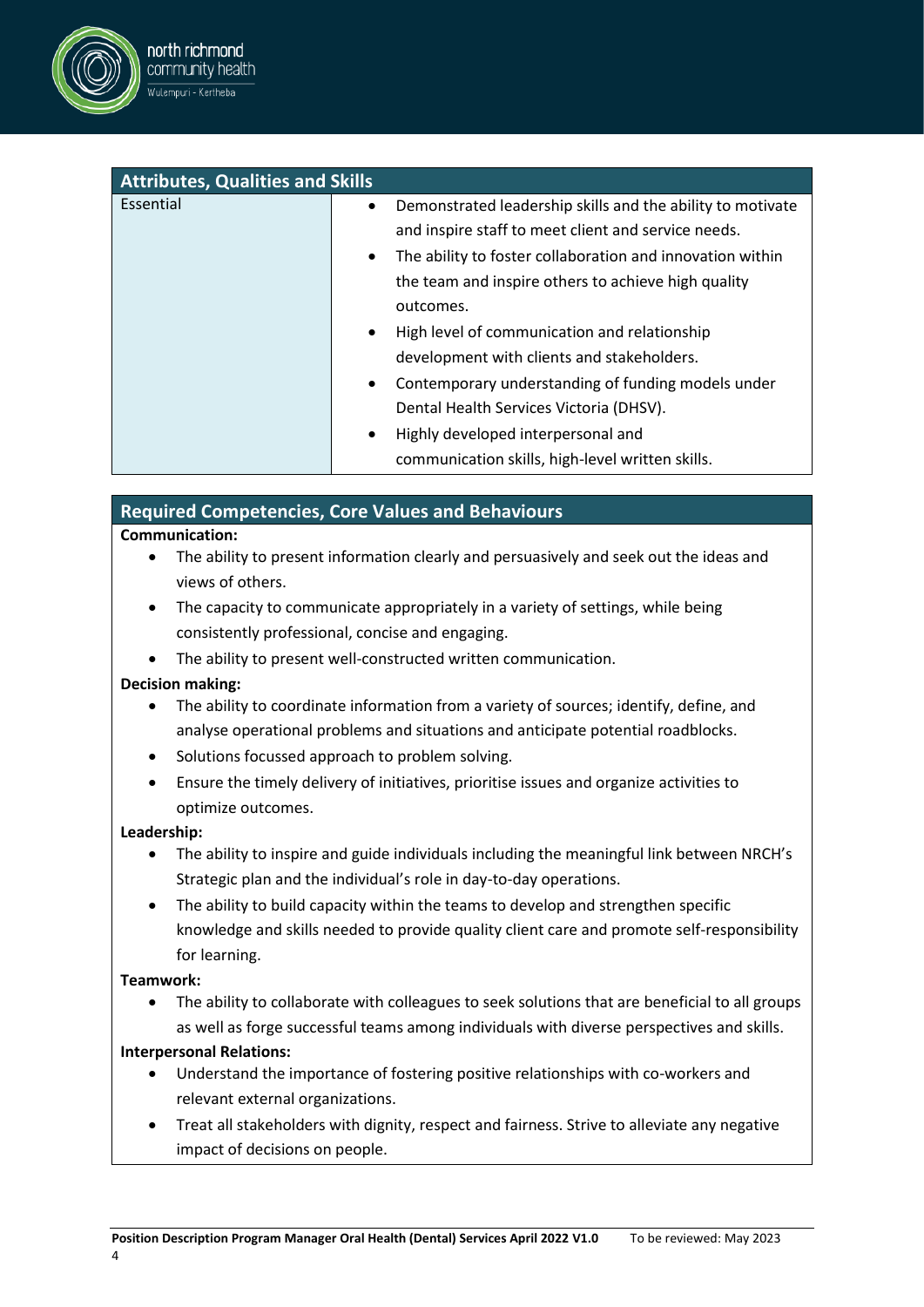| Attributes, Qualities and Skills | |
|---|---|
| Essential | • Demonstrated leadership skills and the ability to motivate and inspire staff to meet client and service needs.<br>• The ability to foster collaboration and innovation within the team and inspire others to achieve high quality outcomes.<br>• High level of communication and relationship development with clients and stakeholders.<br>• Contemporary understanding of funding models under Dental Health Services Victoria (DHSV).<br>• Highly developed interpersonal and communication skills, high-level written skills. |

## Required Competencies, Core Values and Behaviours

**Communication:**

- The ability to present information clearly and persuasively and seek out the ideas and views of others.
- The capacity to communicate appropriately in a variety of settings, while being consistently professional, concise and engaging.
- The ability to present well-constructed written communication.

**Decision making:**

- The ability to coordinate information from a variety of sources; identify, define, and analyse operational problems and situations and anticipate potential roadblocks.
- Solutions focussed approach to problem solving.
- Ensure the timely delivery of initiatives, prioritise issues and organize activities to optimize outcomes.

**Leadership:**

- The ability to inspire and guide individuals including the meaningful link between NRCH's Strategic plan and the individual's role in day-to-day operations.
- The ability to build capacity within the teams to develop and strengthen specific knowledge and skills needed to provide quality client care and promote self-responsibility for learning.

**Teamwork:**

- The ability to collaborate with colleagues to seek solutions that are beneficial to all groups as well as forge successful teams among individuals with diverse perspectives and skills.

**Interpersonal Relations:**

- Understand the importance of fostering positive relationships with co-workers and relevant external organizations.
- Treat all stakeholders with dignity, respect and fairness. Strive to alleviate any negative impact of decisions on people.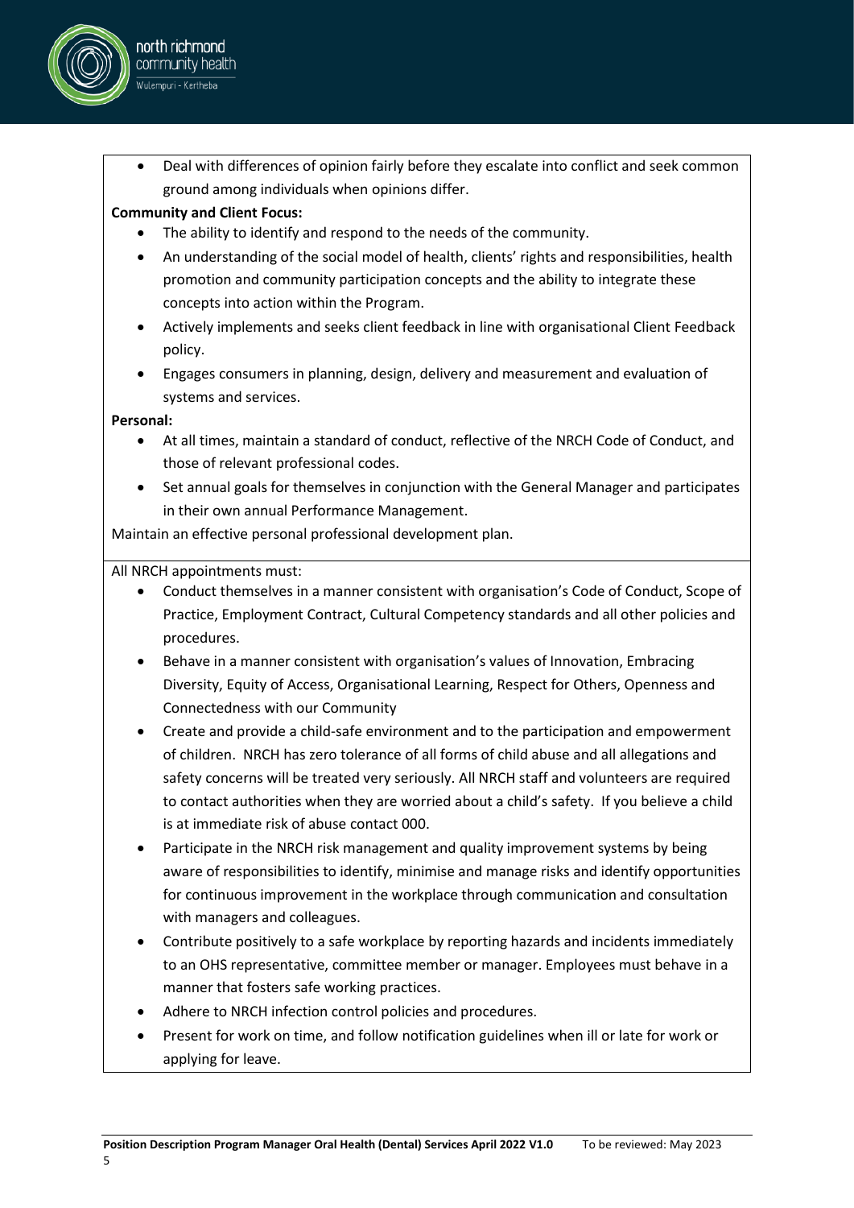- Deal with differences of opinion fairly before they escalate into conflict and seek common ground among individuals when opinions differ.

**Community and Client Focus:**

- The ability to identify and respond to the needs of the community.
- An understanding of the social model of health, clients' rights and responsibilities, health promotion and community participation concepts and the ability to integrate these concepts into action within the Program.
- Actively implements and seeks client feedback in line with organisational Client Feedback policy.
- Engages consumers in planning, design, delivery and measurement and evaluation of systems and services.

**Personal:**

- At all times, maintain a standard of conduct, reflective of the NRCH Code of Conduct, and those of relevant professional codes.
- Set annual goals for themselves in conjunction with the General Manager and participates in their own annual Performance Management.

Maintain an effective personal professional development plan.

All NRCH appointments must:

- Conduct themselves in a manner consistent with organisation's Code of Conduct, Scope of Practice, Employment Contract, Cultural Competency standards and all other policies and procedures.
- Behave in a manner consistent with organisation's values of Innovation, Embracing Diversity, Equity of Access, Organisational Learning, Respect for Others, Openness and Connectedness with our Community
- Create and provide a child-safe environment and to the participation and empowerment of children. NRCH has zero tolerance of all forms of child abuse and all allegations and safety concerns will be treated very seriously. All NRCH staff and volunteers are required to contact authorities when they are worried about a child's safety. If you believe a child is at immediate risk of abuse contact 000.
- Participate in the NRCH risk management and quality improvement systems by being aware of responsibilities to identify, minimise and manage risks and identify opportunities for continuous improvement in the workplace through communication and consultation with managers and colleagues.
- Contribute positively to a safe workplace by reporting hazards and incidents immediately to an OHS representative, committee member or manager. Employees must behave in a manner that fosters safe working practices.
- Adhere to NRCH infection control policies and procedures.
- Present for work on time, and follow notification guidelines when ill or late for work or applying for leave.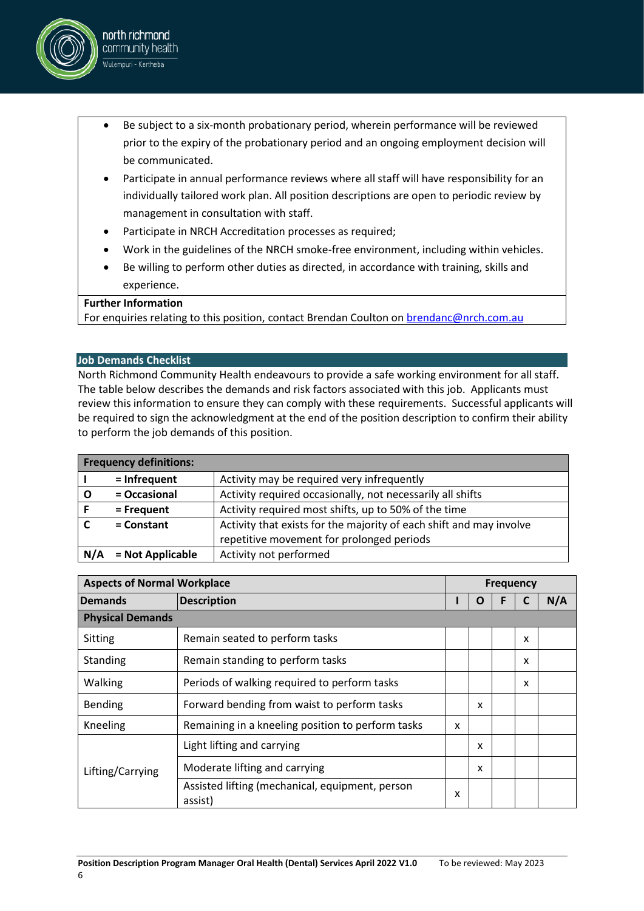- Be subject to a six-month probationary period, wherein performance will be reviewed prior to the expiry of the probationary period and an ongoing employment decision will be communicated.
- Participate in annual performance reviews where all staff will have responsibility for an individually tailored work plan. All position descriptions are open to periodic review by management in consultation with staff.
- Participate in NRCH Accreditation processes as required;
- Work in the guidelines of the NRCH smoke-free environment, including within vehicles.
- Be willing to perform other duties as directed, in accordance with training, skills and experience.

**Further Information**

For enquiries relating to this position, contact Brendan Coulton on brendanc@nrch.com.au

## Job Demands Checklist

North Richmond Community Health endeavours to provide a safe working environment for all staff. The table below describes the demands and risk factors associated with this job. Applicants must review this information to ensure they can comply with these requirements. Successful applicants will be required to sign the acknowledgment at the end of the position description to confirm their ability to perform the job demands of this position.

| Frequency definitions: | | |
|---|---|---|
| **I** | **= Infrequent** | Activity may be required very infrequently |
| **O** | **= Occasional** | Activity required occasionally, not necessarily all shifts |
| **F** | **= Frequent** | Activity required most shifts, up to 50% of the time |
| **C** | **= Constant** | Activity that exists for the majority of each shift and may involve repetitive movement for prolonged periods |
| **N/A** | **= Not Applicable** | Activity not performed |

| **Aspects of Normal Workplace** | | **Frequency** | | | | |
|---|---|---|---|---|---|---|
| **Demands** | **Description** | **I** | **O** | **F** | **C** | **N/A** |
| **Physical Demands** | | | | | | |
| Sitting | Remain seated to perform tasks | | | | x | |
| Standing | Remain standing to perform tasks | | | | x | |
| Walking | Periods of walking required to perform tasks | | | | x | |
| Bending | Forward bending from waist to perform tasks | | x | | | |
| Kneeling | Remaining in a kneeling position to perform tasks | x | | | | |
| Lifting/Carrying | Light lifting and carrying | | x | | | |
| | Moderate lifting and carrying | | x | | | |
| | Assisted lifting (mechanical, equipment, person assist) | x | | | | |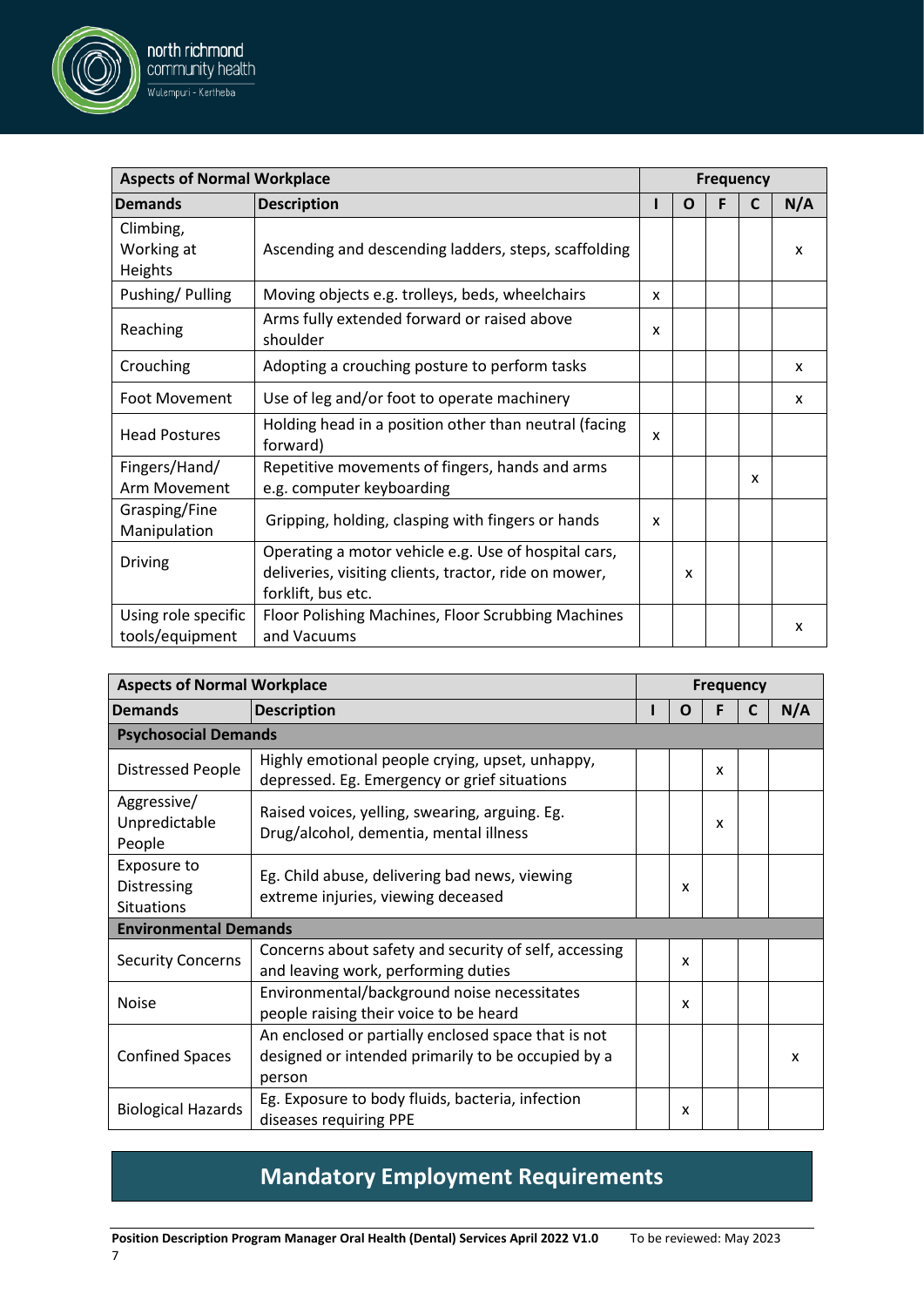| Aspects of Normal Workplace | | Frequency | | | | |
|---|---|---|---|---|---|---|
| **Demands** | **Description** | **I** | **O** | **F** | **C** | **N/A** |
| Climbing, Working at Heights | Ascending and descending ladders, steps, scaffolding | | | | | x |
| Pushing/ Pulling | Moving objects e.g. trolleys, beds, wheelchairs | x | | | | |
| Reaching | Arms fully extended forward or raised above shoulder | x | | | | |
| Crouching | Adopting a crouching posture to perform tasks | | | | | x |
| Foot Movement | Use of leg and/or foot to operate machinery | | | | | x |
| Head Postures | Holding head in a position other than neutral (facing forward) | x | | | | |
| Fingers/Hand/ Arm Movement | Repetitive movements of fingers, hands and arms e.g. computer keyboarding | | | | x | |
| Grasping/Fine Manipulation | Gripping, holding, clasping with fingers or hands | x | | | | |
| Driving | Operating a motor vehicle e.g. Use of hospital cars, deliveries, visiting clients, tractor, ride on mower, forklift, bus etc. | | x | | | |
| Using role specific tools/equipment | Floor Polishing Machines, Floor Scrubbing Machines and Vacuums | | | | | x |

| Aspects of Normal Workplace | | Frequency | | | | |
|---|---|---|---|---|---|---|
| **Demands** | **Description** | **I** | **O** | **F** | **C** | **N/A** |
| **Psychosocial Demands** | | | | | | |
| Distressed People | Highly emotional people crying, upset, unhappy, depressed. Eg. Emergency or grief situations | | | x | | |
| Aggressive/ Unpredictable People | Raised voices, yelling, swearing, arguing. Eg. Drug/alcohol, dementia, mental illness | | | x | | |
| Exposure to Distressing Situations | Eg. Child abuse, delivering bad news, viewing extreme injuries, viewing deceased | | x | | | |
| **Environmental Demands** | | | | | | |
| Security Concerns | Concerns about safety and security of self, accessing and leaving work, performing duties | | x | | | |
| Noise | Environmental/background noise necessitates people raising their voice to be heard | | x | | | |
| Confined Spaces | An enclosed or partially enclosed space that is not designed or intended primarily to be occupied by a person | | | | | x |
| Biological Hazards | Eg. Exposure to body fluids, bacteria, infection diseases requiring PPE | | x | | | |

## Mandatory Employment Requirements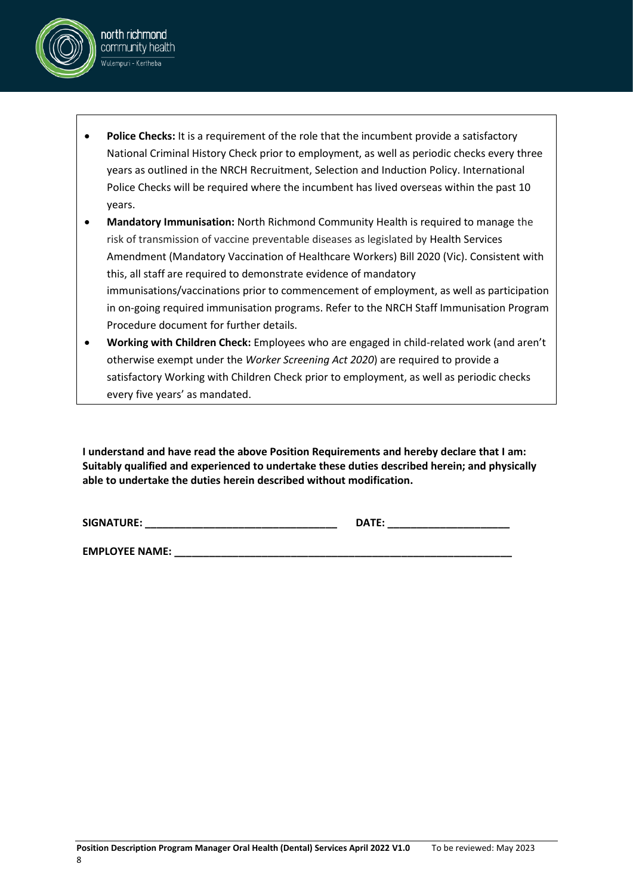- **Police Checks:** It is a requirement of the role that the incumbent provide a satisfactory National Criminal History Check prior to employment, as well as periodic checks every three years as outlined in the NRCH Recruitment, Selection and Induction Policy. International Police Checks will be required where the incumbent has lived overseas within the past 10 years.
- **Mandatory Immunisation:** North Richmond Community Health is required to manage the risk of transmission of vaccine preventable diseases as legislated by Health Services Amendment (Mandatory Vaccination of Healthcare Workers) Bill 2020 (Vic). Consistent with this, all staff are required to demonstrate evidence of mandatory immunisations/vaccinations prior to commencement of employment, as well as participation in on-going required immunisation programs. Refer to the NRCH Staff Immunisation Program Procedure document for further details.
- **Working with Children Check:** Employees who are engaged in child-related work (and aren't otherwise exempt under the *Worker Screening Act 2020*) are required to provide a satisfactory Working with Children Check prior to employment, as well as periodic checks every five years' as mandated.

**I understand and have read the above Position Requirements and hereby declare that I am: Suitably qualified and experienced to undertake these duties described herein; and physically able to undertake the duties herein described without modification.**

**SIGNATURE:** _________________________________ **DATE:** _____________________

**EMPLOYEE NAME:** ___________________________________________________________